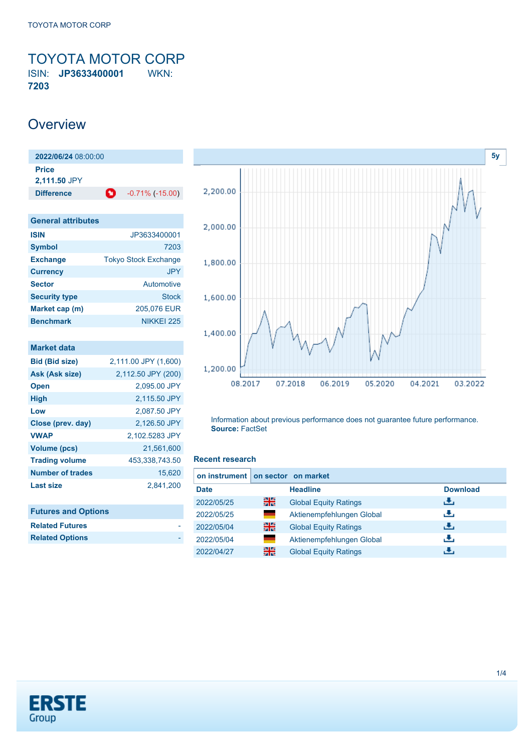# TOYOTA MOTOR CORP

ISIN: **JP3633400001** WKN: **7203**

## Overview

| 2022/06/24 08:00:00 | |
|---|---|
| **Price** | |
| **2,111.50** JPY | |
| **Difference** | -0.71% (-15.00) |

| General attributes | |
|---|---|
| **ISIN** | JP3633400001 |
| **Symbol** | 7203 |
| **Exchange** | Tokyo Stock Exchange |
| **Currency** | JPY |
| **Sector** | Automotive |
| **Security type** | Stock |
| **Market cap (m)** | 205,076 EUR |
| **Benchmark** | NIKKEI 225 |

| Market data | |
|---|---|
| **Bid (Bid size)** | 2,111.00 JPY (1,600) |
| **Ask (Ask size)** | 2,112.50 JPY (200) |
| **Open** | 2,095.00 JPY |
| **High** | 2,115.50 JPY |
| **Low** | 2,087.50 JPY |
| **Close (prev. day)** | 2,126.50 JPY |
| **VWAP** | 2,102.5283 JPY |
| **Volume (pcs)** | 21,561,600 |
| **Trading volume** | 453,338,743.50 |
| **Number of trades** | 15,620 |
| **Last size** | 2,841,200 |

| Futures and Options | |
|---|---|
| **Related Futures** | - |
| **Related Options** | - |

5y

Information about previous performance does not guarantee future performance.
**Source:** FactSet

### Recent research

**on instrument** | on sector | on market

| Date | | Headline | Download |
|---|---|---|---|
| 2022/05/25 | | Global Equity Ratings | |
| 2022/05/25 | | Aktienempfehlungen Global | |
| 2022/05/04 | | Global Equity Ratings | |
| 2022/05/04 | | Aktienempfehlungen Global | |
| 2022/04/27 | | Global Equity Ratings | |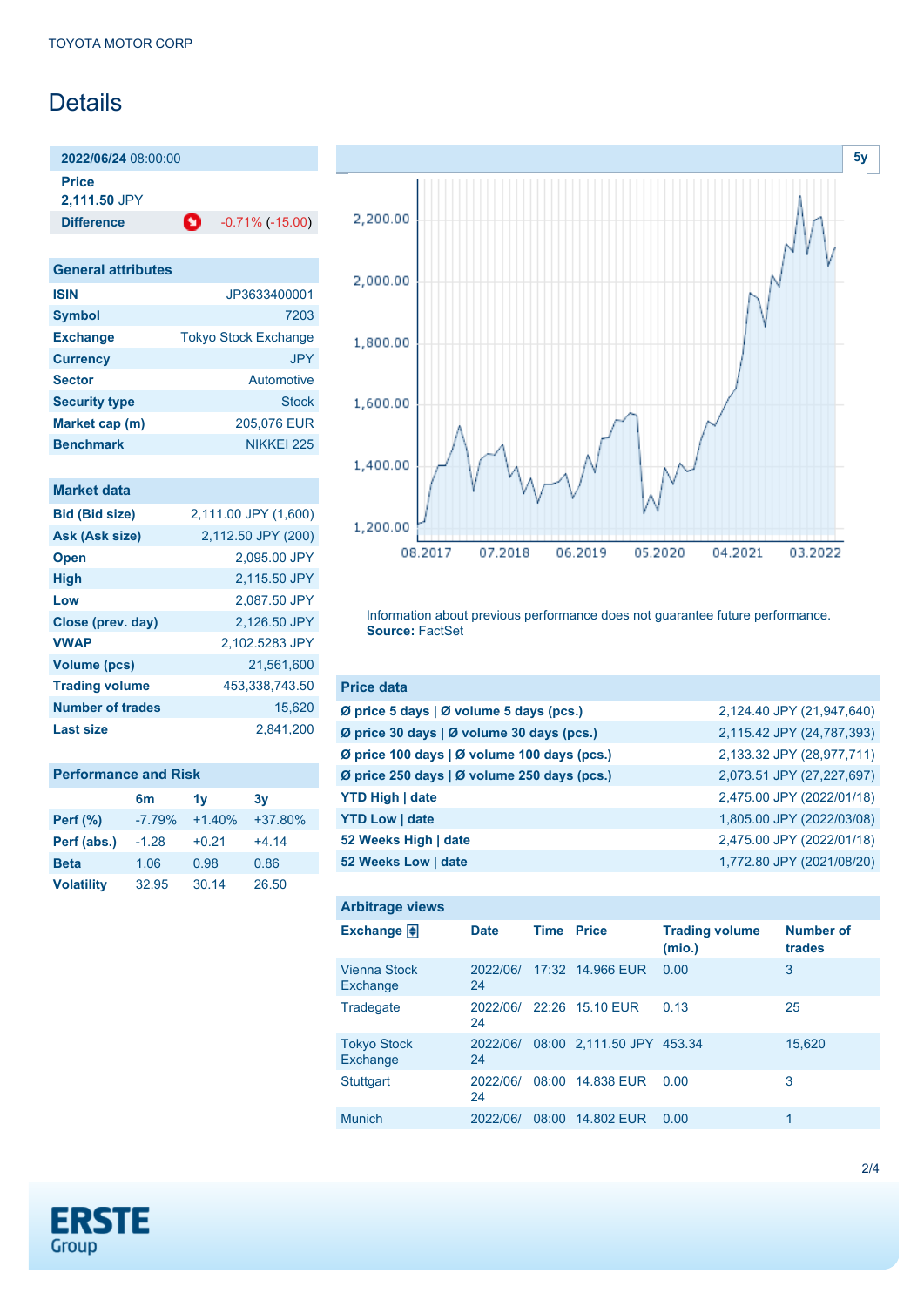# Details

| 2022/06/24 08:00:00 | |
|---|---|
| **Price** | |
| **2,111.50** JPY | |
| **Difference** | -0.71% (-15.00) |

| General attributes | |
|---|---|
| **ISIN** | JP3633400001 |
| **Symbol** | 7203 |
| **Exchange** | Tokyo Stock Exchange |
| **Currency** | JPY |
| **Sector** | Automotive |
| **Security type** | Stock |
| **Market cap (m)** | 205,076 EUR |
| **Benchmark** | NIKKEI 225 |

| Market data | |
|---|---|
| **Bid (Bid size)** | 2,111.00 JPY (1,600) |
| **Ask (Ask size)** | 2,112.50 JPY (200) |
| **Open** | 2,095.00 JPY |
| **High** | 2,115.50 JPY |
| **Low** | 2,087.50 JPY |
| **Close (prev. day)** | 2,126.50 JPY |
| **VWAP** | 2,102.5283 JPY |
| **Volume (pcs)** | 21,561,600 |
| **Trading volume** | 453,338,743.50 |
| **Number of trades** | 15,620 |
| **Last size** | 2,841,200 |

| Performance and Risk | 6m | 1y | 3y |
|---|---|---|---|
| **Perf (%)** | -7.79% | +1.40% | +37.80% |
| **Perf (abs.)** | -1.28 | +0.21 | +4.14 |
| **Beta** | 1.06 | 0.98 | 0.86 |
| **Volatility** | 32.95 | 30.14 | 26.50 |

Information about previous performance does not guarantee future performance.
**Source:** FactSet

| Price data | |
|---|---|
| **Ø price 5 days \| Ø volume 5 days (pcs.)** | 2,124.40 JPY (21,947,640) |
| **Ø price 30 days \| Ø volume 30 days (pcs.)** | 2,115.42 JPY (24,787,393) |
| **Ø price 100 days \| Ø volume 100 days (pcs.)** | 2,133.32 JPY (28,977,711) |
| **Ø price 250 days \| Ø volume 250 days (pcs.)** | 2,073.51 JPY (27,227,697) |
| **YTD High \| date** | 2,475.00 JPY (2022/01/18) |
| **YTD Low \| date** | 1,805.00 JPY (2022/03/08) |
| **52 Weeks High \| date** | 2,475.00 JPY (2022/01/18) |
| **52 Weeks Low \| date** | 1,772.80 JPY (2021/08/20) |

**Arbitrage views**

| Exchange | Date | Time | Price | Trading volume (mio.) | Number of trades |
|---|---|---|---|---|---|
| Vienna Stock Exchange | 2022/06/24 | 17:32 | 14.966 EUR | 0.00 | 3 |
| Tradegate | 2022/06/24 | 22:26 | 15.10 EUR | 0.13 | 25 |
| Tokyo Stock Exchange | 2022/06/24 | 08:00 | 2,111.50 JPY | 453.34 | 15,620 |
| Stuttgart | 2022/06/24 | 08:00 | 14.838 EUR | 0.00 | 3 |
| Munich | 2022/06/ | 08:00 | 14.802 EUR | 0.00 | 1 |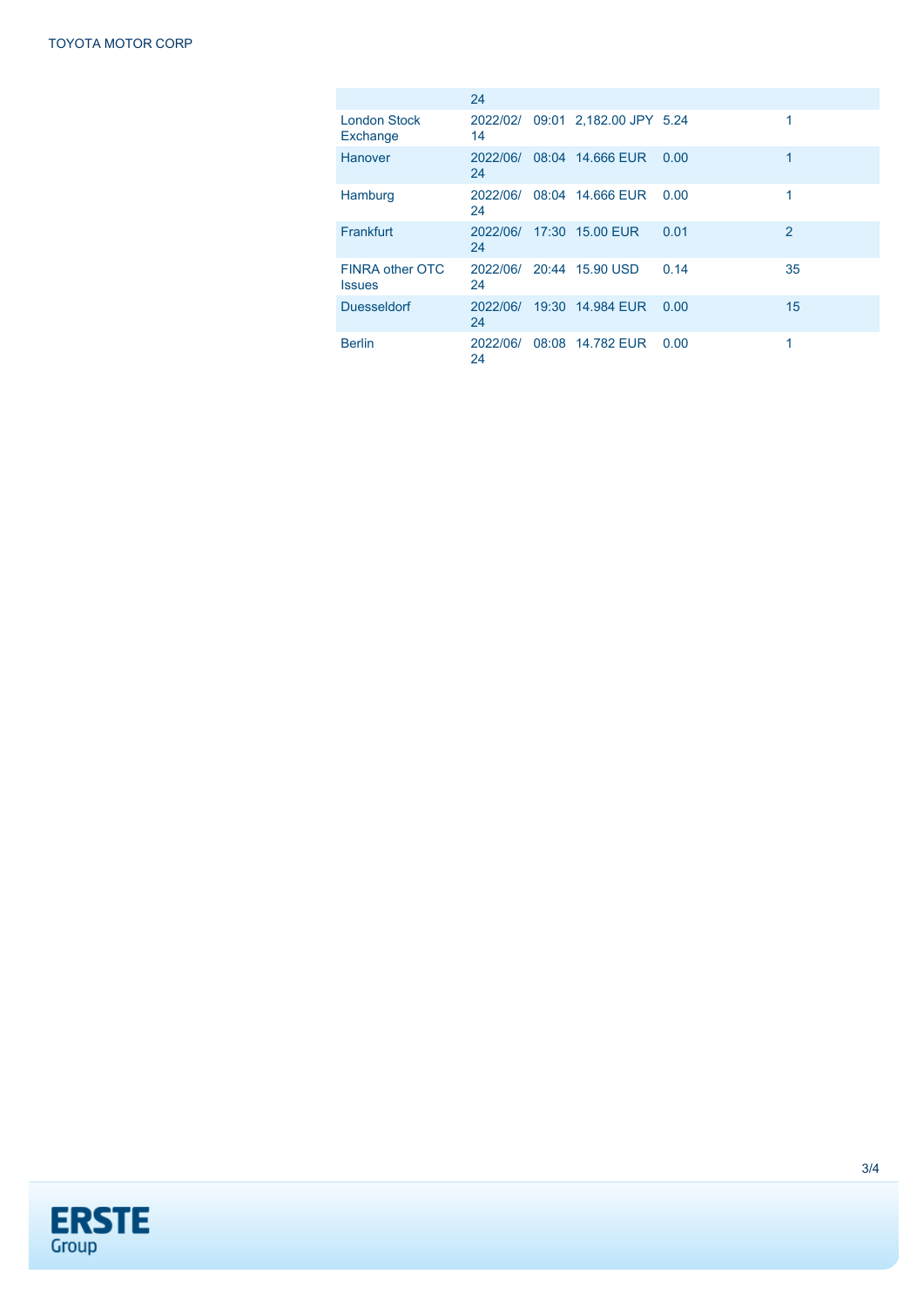| | | | | | |
|---|---|---|---|---|---|
| | 24 | | | | |
| London Stock Exchange | 2022/02/14 | 09:01 | 2,182.00 JPY | 5.24 | 1 |
| Hanover | 2022/06/24 | 08:04 | 14.666 EUR | 0.00 | 1 |
| Hamburg | 2022/06/24 | 08:04 | 14.666 EUR | 0.00 | 1 |
| Frankfurt | 2022/06/24 | 17:30 | 15.00 EUR | 0.01 | 2 |
| FINRA other OTC Issues | 2022/06/24 | 20:44 | 15.90 USD | 0.14 | 35 |
| Duesseldorf | 2022/06/24 | 19:30 | 14.984 EUR | 0.00 | 15 |
| Berlin | 2022/06/24 | 08:08 | 14.782 EUR | 0.00 | 1 |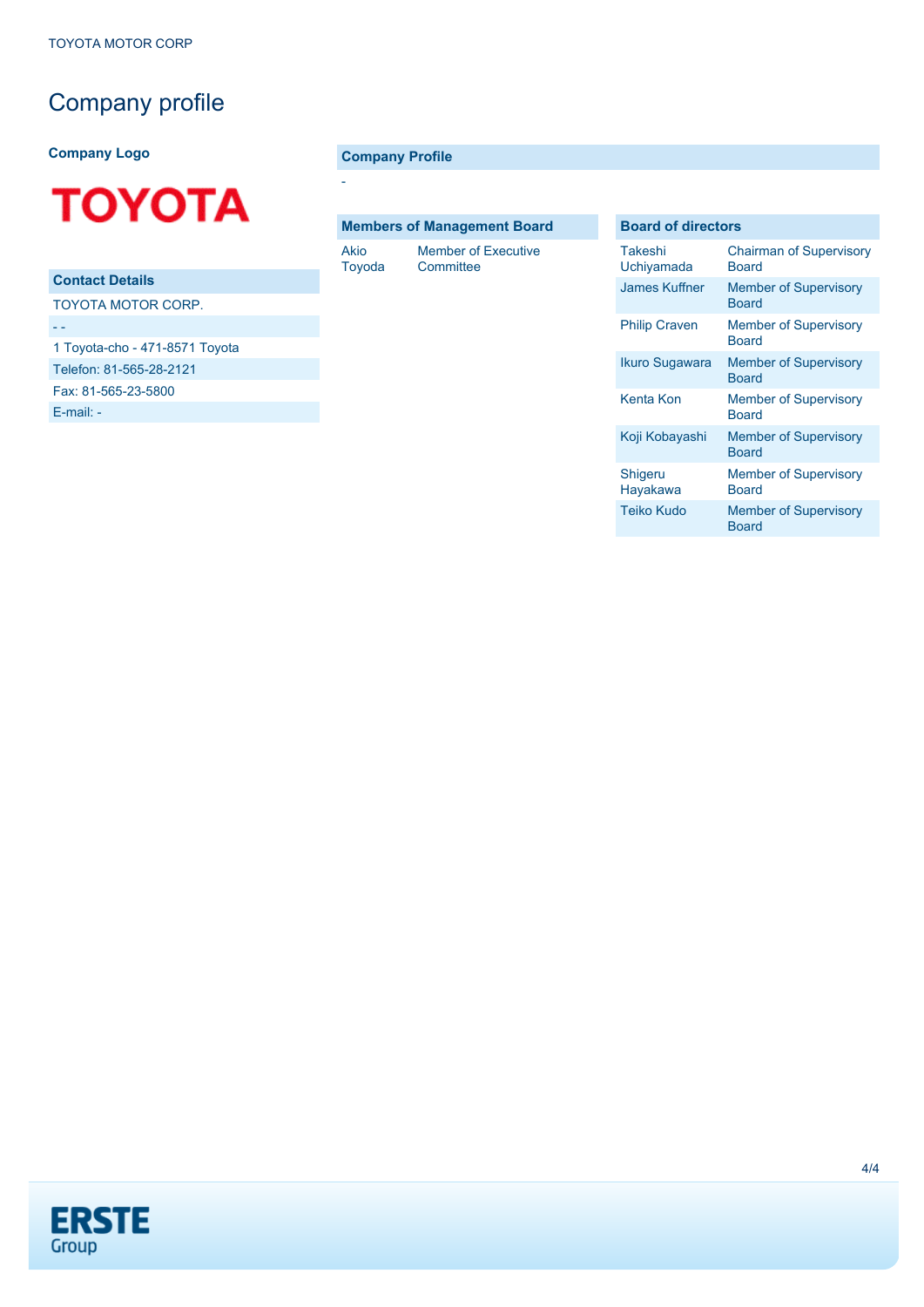# Company profile

**Company Logo**

TOYOTA

| Contact Details |
| --- |
| TOYOTA MOTOR CORP. |
| - - |
| 1 Toyota-cho - 471-8571 Toyota |
| Telefon: 81-565-28-2121 |
| Fax: 81-565-23-5800 |
| E-mail: - |

**Company Profile**

-

| Members of Management Board | |
| --- | --- |
| Akio Toyoda | Member of Executive Committee |

| Board of directors | |
| --- | --- |
| Takeshi Uchiyamada | Chairman of Supervisory Board |
| James Kuffner | Member of Supervisory Board |
| Philip Craven | Member of Supervisory Board |
| Ikuro Sugawara | Member of Supervisory Board |
| Kenta Kon | Member of Supervisory Board |
| Koji Kobayashi | Member of Supervisory Board |
| Shigeru Hayakawa | Member of Supervisory Board |
| Teiko Kudo | Member of Supervisory Board |